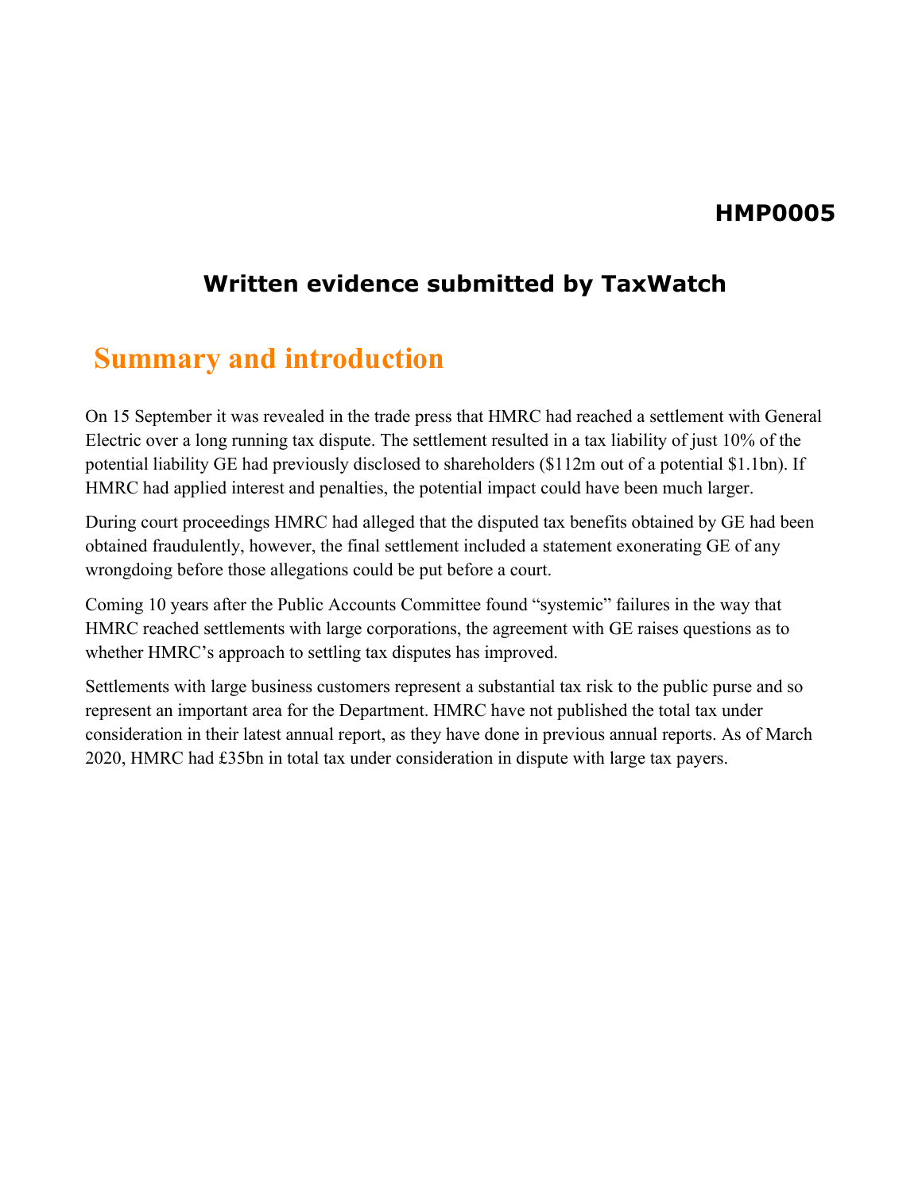**HMP0005**

## Written evidence submitted by TaxWatch

# Summary and introduction

On 15 September it was revealed in the trade press that HMRC had reached a settlement with General Electric over a long running tax dispute. The settlement resulted in a tax liability of just 10% of the potential liability GE had previously disclosed to shareholders ($112m out of a potential $1.1bn). If HMRC had applied interest and penalties, the potential impact could have been much larger.

During court proceedings HMRC had alleged that the disputed tax benefits obtained by GE had been obtained fraudulently, however, the final settlement included a statement exonerating GE of any wrongdoing before those allegations could be put before a court.

Coming 10 years after the Public Accounts Committee found "systemic" failures in the way that HMRC reached settlements with large corporations, the agreement with GE raises questions as to whether HMRC's approach to settling tax disputes has improved.

Settlements with large business customers represent a substantial tax risk to the public purse and so represent an important area for the Department. HMRC have not published the total tax under consideration in their latest annual report, as they have done in previous annual reports. As of March 2020, HMRC had £35bn in total tax under consideration in dispute with large tax payers.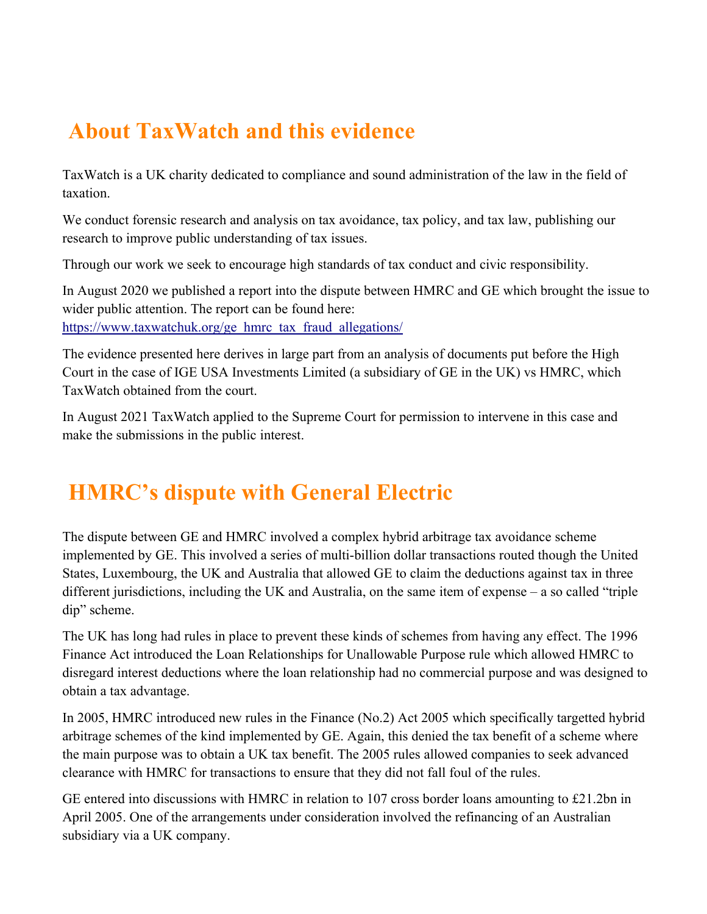## About TaxWatch and this evidence

TaxWatch is a UK charity dedicated to compliance and sound administration of the law in the field of taxation.

We conduct forensic research and analysis on tax avoidance, tax policy, and tax law, publishing our research to improve public understanding of tax issues.

Through our work we seek to encourage high standards of tax conduct and civic responsibility.

In August 2020 we published a report into the dispute between HMRC and GE which brought the issue to wider public attention. The report can be found here: [https://www.taxwatchuk.org/ge_hmrc_tax_fraud_allegations/](https://www.taxwatchuk.org/ge_hmrc_tax_fraud_allegations/)

The evidence presented here derives in large part from an analysis of documents put before the High Court in the case of IGE USA Investments Limited (a subsidiary of GE in the UK) vs HMRC, which TaxWatch obtained from the court.

In August 2021 TaxWatch applied to the Supreme Court for permission to intervene in this case and make the submissions in the public interest.

## HMRC's dispute with General Electric

The dispute between GE and HMRC involved a complex hybrid arbitrage tax avoidance scheme implemented by GE. This involved a series of multi-billion dollar transactions routed though the United States, Luxembourg, the UK and Australia that allowed GE to claim the deductions against tax in three different jurisdictions, including the UK and Australia, on the same item of expense – a so called "triple dip" scheme.

The UK has long had rules in place to prevent these kinds of schemes from having any effect. The 1996 Finance Act introduced the Loan Relationships for Unallowable Purpose rule which allowed HMRC to disregard interest deductions where the loan relationship had no commercial purpose and was designed to obtain a tax advantage.

In 2005, HMRC introduced new rules in the Finance (No.2) Act 2005 which specifically targetted hybrid arbitrage schemes of the kind implemented by GE. Again, this denied the tax benefit of a scheme where the main purpose was to obtain a UK tax benefit. The 2005 rules allowed companies to seek advanced clearance with HMRC for transactions to ensure that they did not fall foul of the rules.

GE entered into discussions with HMRC in relation to 107 cross border loans amounting to £21.2bn in April 2005. One of the arrangements under consideration involved the refinancing of an Australian subsidiary via a UK company.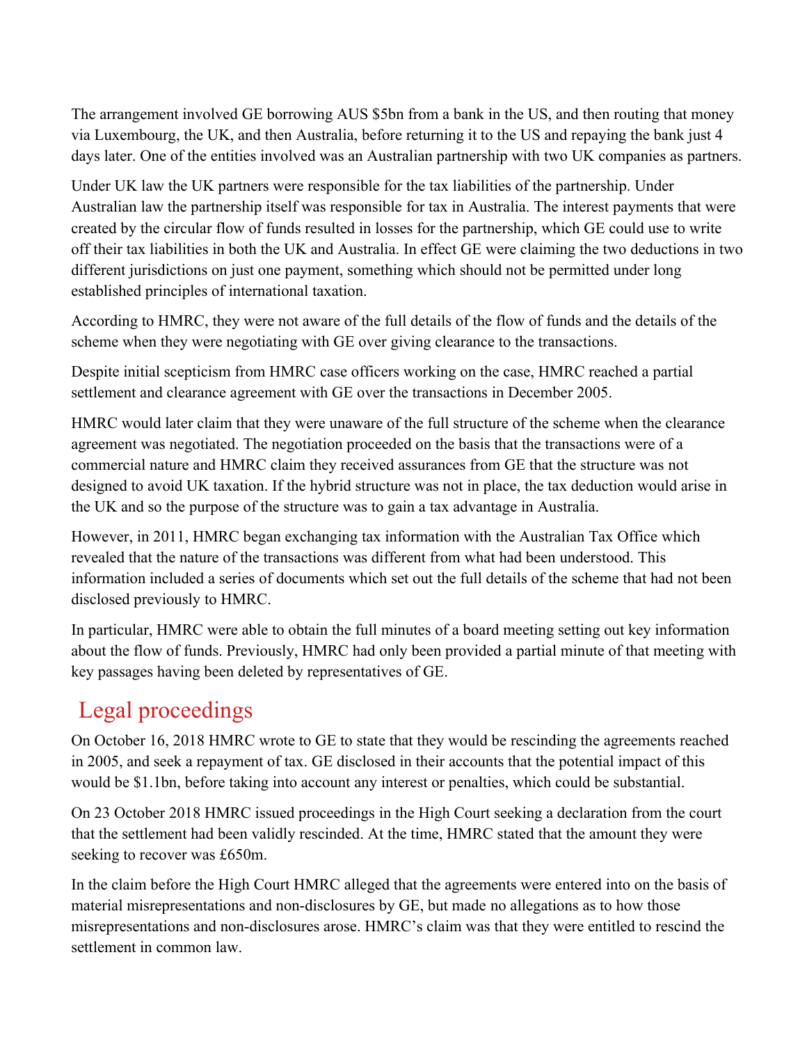The arrangement involved GE borrowing AUS $5bn from a bank in the US, and then routing that money via Luxembourg, the UK, and then Australia, before returning it to the US and repaying the bank just 4 days later. One of the entities involved was an Australian partnership with two UK companies as partners.

Under UK law the UK partners were responsible for the tax liabilities of the partnership. Under Australian law the partnership itself was responsible for tax in Australia. The interest payments that were created by the circular flow of funds resulted in losses for the partnership, which GE could use to write off their tax liabilities in both the UK and Australia. In effect GE were claiming the two deductions in two different jurisdictions on just one payment, something which should not be permitted under long established principles of international taxation.

According to HMRC, they were not aware of the full details of the flow of funds and the details of the scheme when they were negotiating with GE over giving clearance to the transactions.

Despite initial scepticism from HMRC case officers working on the case, HMRC reached a partial settlement and clearance agreement with GE over the transactions in December 2005.

HMRC would later claim that they were unaware of the full structure of the scheme when the clearance agreement was negotiated. The negotiation proceeded on the basis that the transactions were of a commercial nature and HMRC claim they received assurances from GE that the structure was not designed to avoid UK taxation. If the hybrid structure was not in place, the tax deduction would arise in the UK and so the purpose of the structure was to gain a tax advantage in Australia.

However, in 2011, HMRC began exchanging tax information with the Australian Tax Office which revealed that the nature of the transactions was different from what had been understood. This information included a series of documents which set out the full details of the scheme that had not been disclosed previously to HMRC.

In particular, HMRC were able to obtain the full minutes of a board meeting setting out key information about the flow of funds. Previously, HMRC had only been provided a partial minute of that meeting with key passages having been deleted by representatives of GE.

## Legal proceedings

On October 16, 2018 HMRC wrote to GE to state that they would be rescinding the agreements reached in 2005, and seek a repayment of tax. GE disclosed in their accounts that the potential impact of this would be $1.1bn, before taking into account any interest or penalties, which could be substantial.

On 23 October 2018 HMRC issued proceedings in the High Court seeking a declaration from the court that the settlement had been validly rescinded. At the time, HMRC stated that the amount they were seeking to recover was £650m.

In the claim before the High Court HMRC alleged that the agreements were entered into on the basis of material misrepresentations and non-disclosures by GE, but made no allegations as to how those misrepresentations and non-disclosures arose. HMRC's claim was that they were entitled to rescind the settlement in common law.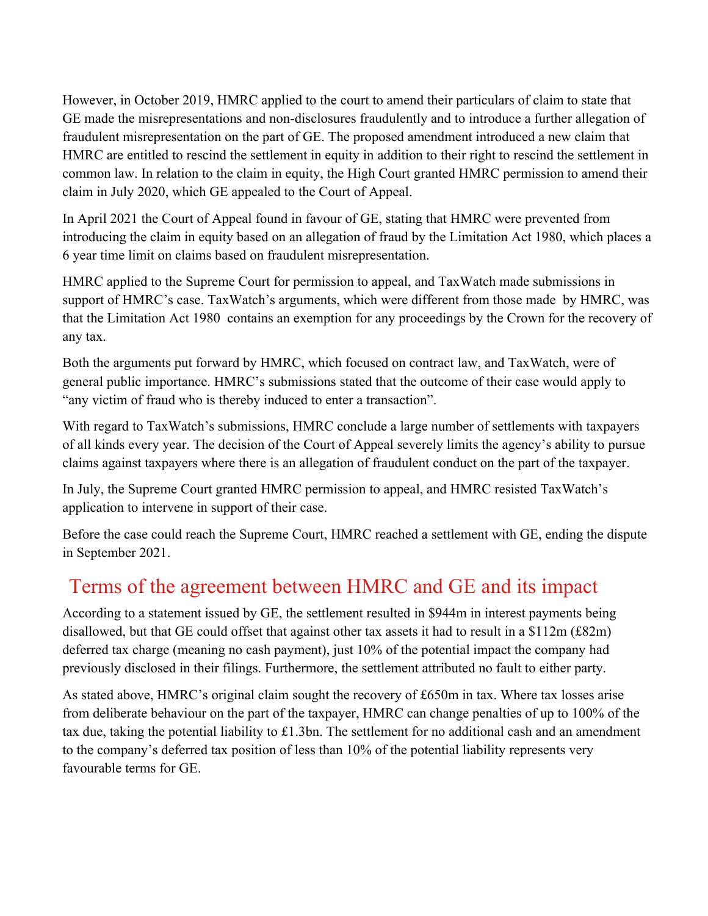However, in October 2019, HMRC applied to the court to amend their particulars of claim to state that GE made the misrepresentations and non-disclosures fraudulently and to introduce a further allegation of fraudulent misrepresentation on the part of GE. The proposed amendment introduced a new claim that HMRC are entitled to rescind the settlement in equity in addition to their right to rescind the settlement in common law. In relation to the claim in equity, the High Court granted HMRC permission to amend their claim in July 2020, which GE appealed to the Court of Appeal.

In April 2021 the Court of Appeal found in favour of GE, stating that HMRC were prevented from introducing the claim in equity based on an allegation of fraud by the Limitation Act 1980, which places a 6 year time limit on claims based on fraudulent misrepresentation.

HMRC applied to the Supreme Court for permission to appeal, and TaxWatch made submissions in support of HMRC's case. TaxWatch's arguments, which were different from those made  by HMRC, was that the Limitation Act 1980  contains an exemption for any proceedings by the Crown for the recovery of any tax.

Both the arguments put forward by HMRC, which focused on contract law, and TaxWatch, were of general public importance. HMRC's submissions stated that the outcome of their case would apply to "any victim of fraud who is thereby induced to enter a transaction".

With regard to TaxWatch's submissions, HMRC conclude a large number of settlements with taxpayers of all kinds every year. The decision of the Court of Appeal severely limits the agency's ability to pursue claims against taxpayers where there is an allegation of fraudulent conduct on the part of the taxpayer.

In July, the Supreme Court granted HMRC permission to appeal, and HMRC resisted TaxWatch's application to intervene in support of their case.

Before the case could reach the Supreme Court, HMRC reached a settlement with GE, ending the dispute in September 2021.

## Terms of the agreement between HMRC and GE and its impact

According to a statement issued by GE, the settlement resulted in $944m in interest payments being disallowed, but that GE could offset that against other tax assets it had to result in a $112m (£82m) deferred tax charge (meaning no cash payment), just 10% of the potential impact the company had previously disclosed in their filings. Furthermore, the settlement attributed no fault to either party.

As stated above, HMRC's original claim sought the recovery of £650m in tax. Where tax losses arise from deliberate behaviour on the part of the taxpayer, HMRC can change penalties of up to 100% of the tax due, taking the potential liability to £1.3bn. The settlement for no additional cash and an amendment to the company's deferred tax position of less than 10% of the potential liability represents very favourable terms for GE.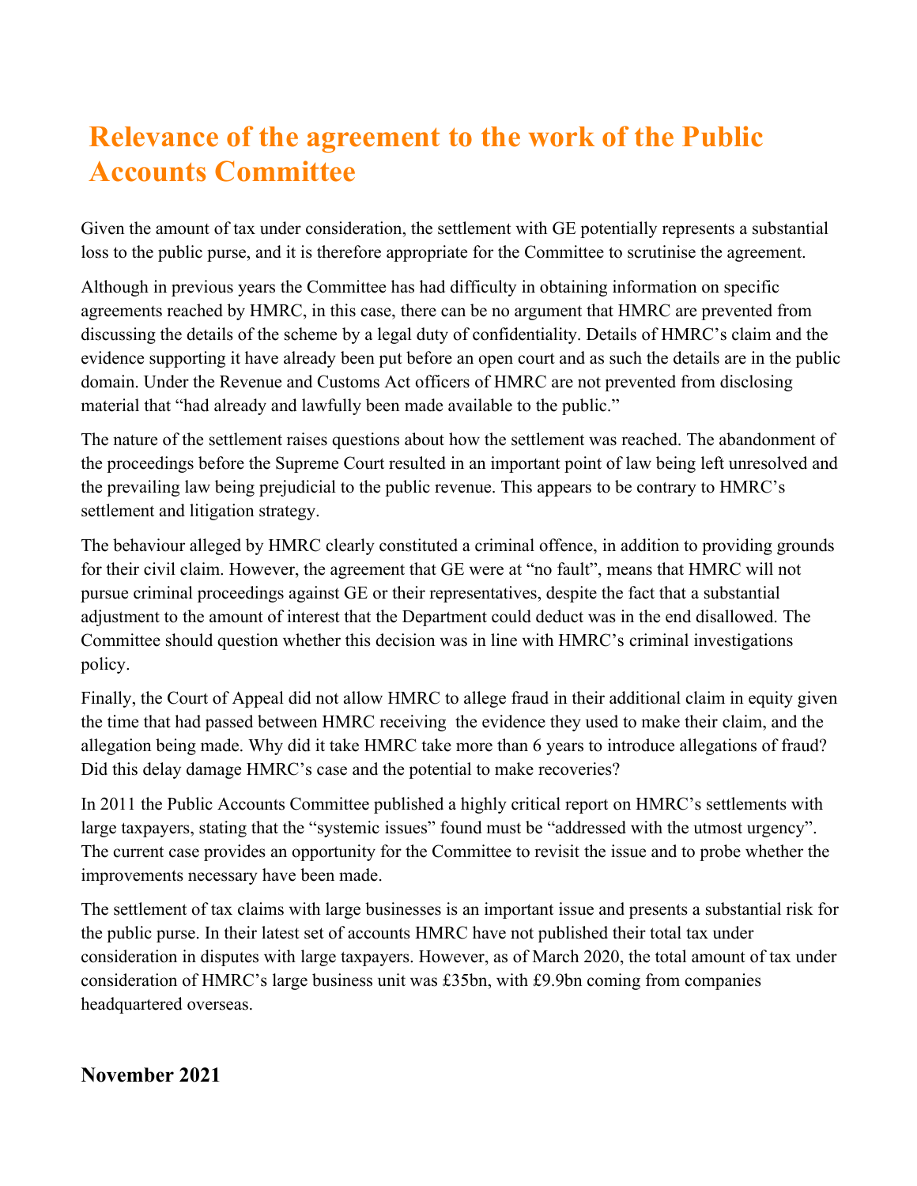# Relevance of the agreement to the work of the Public Accounts Committee

Given the amount of tax under consideration, the settlement with GE potentially represents a substantial loss to the public purse, and it is therefore appropriate for the Committee to scrutinise the agreement.

Although in previous years the Committee has had difficulty in obtaining information on specific agreements reached by HMRC, in this case, there can be no argument that HMRC are prevented from discussing the details of the scheme by a legal duty of confidentiality. Details of HMRC's claim and the evidence supporting it have already been put before an open court and as such the details are in the public domain. Under the Revenue and Customs Act officers of HMRC are not prevented from disclosing material that "had already and lawfully been made available to the public."

The nature of the settlement raises questions about how the settlement was reached. The abandonment of the proceedings before the Supreme Court resulted in an important point of law being left unresolved and the prevailing law being prejudicial to the public revenue. This appears to be contrary to HMRC's settlement and litigation strategy.

The behaviour alleged by HMRC clearly constituted a criminal offence, in addition to providing grounds for their civil claim. However, the agreement that GE were at "no fault", means that HMRC will not pursue criminal proceedings against GE or their representatives, despite the fact that a substantial adjustment to the amount of interest that the Department could deduct was in the end disallowed. The Committee should question whether this decision was in line with HMRC's criminal investigations policy.

Finally, the Court of Appeal did not allow HMRC to allege fraud in their additional claim in equity given the time that had passed between HMRC receiving the evidence they used to make their claim, and the allegation being made. Why did it take HMRC take more than 6 years to introduce allegations of fraud? Did this delay damage HMRC's case and the potential to make recoveries?

In 2011 the Public Accounts Committee published a highly critical report on HMRC's settlements with large taxpayers, stating that the "systemic issues" found must be "addressed with the utmost urgency". The current case provides an opportunity for the Committee to revisit the issue and to probe whether the improvements necessary have been made.

The settlement of tax claims with large businesses is an important issue and presents a substantial risk for the public purse. In their latest set of accounts HMRC have not published their total tax under consideration in disputes with large taxpayers. However, as of March 2020, the total amount of tax under consideration of HMRC's large business unit was £35bn, with £9.9bn coming from companies headquartered overseas.

**November 2021**